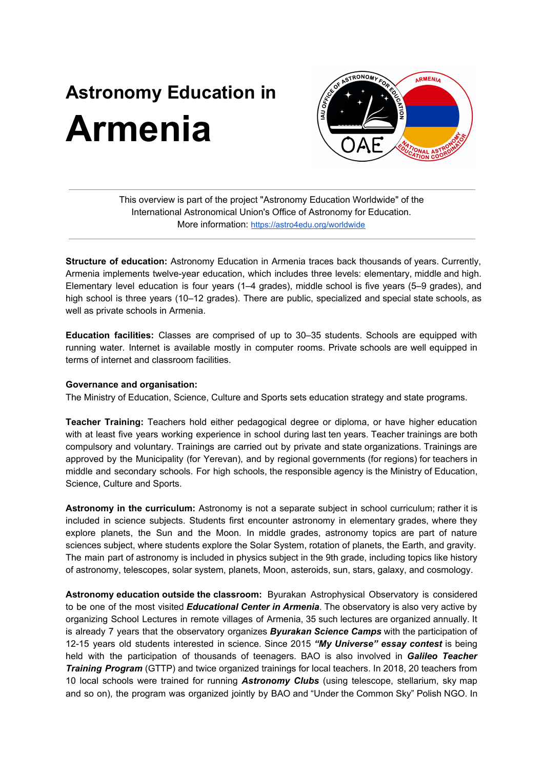# Astronomy Education in Armenia

This overview is part of the project "Astronomy Education Worldwide" of the International Astronomical Union's Office of Astronomy for Education.
More information: https://astro4edu.org/worldwide

**Structure of education:** Astronomy Education in Armenia traces back thousands of years. Currently, Armenia implements twelve-year education, which includes three levels: elementary, middle and high. Elementary level education is four years (1–4 grades), middle school is five years (5–9 grades), and high school is three years (10–12 grades). There are public, specialized and special state schools, as well as private schools in Armenia.

**Education facilities:** Classes are comprised of up to 30–35 students. Schools are equipped with running water. Internet is available mostly in computer rooms. Private schools are well equipped in terms of internet and classroom facilities.

**Governance and organisation:**
The Ministry of Education, Science, Culture and Sports sets education strategy and state programs.

**Teacher Training:** Teachers hold either pedagogical degree or diploma, or have higher education with at least five years working experience in school during last ten years. Teacher trainings are both compulsory and voluntary. Trainings are carried out by private and state organizations. Trainings are approved by the Municipality (for Yerevan), and by regional governments (for regions) for teachers in middle and secondary schools. For high schools, the responsible agency is the Ministry of Education, Science, Culture and Sports.

**Astronomy in the curriculum:** Astronomy is not a separate subject in school curriculum; rather it is included in science subjects. Students first encounter astronomy in elementary grades, where they explore planets, the Sun and the Moon. In middle grades, astronomy topics are part of nature sciences subject, where students explore the Solar System, rotation of planets, the Earth, and gravity. The main part of astronomy is included in physics subject in the 9th grade, including topics like history of astronomy, telescopes, solar system, planets, Moon, asteroids, sun, stars, galaxy, and cosmology.

**Astronomy education outside the classroom:** Byurakan Astrophysical Observatory is considered to be one of the most visited ***Educational Center in Armenia***. The observatory is also very active by organizing School Lectures in remote villages of Armenia, 35 such lectures are organized annually. It is already 7 years that the observatory organizes ***Byurakan Science Camps*** with the participation of 12-15 years old students interested in science. Since 2015 ***"My Universe" essay contest*** is being held with the participation of thousands of teenagers. BAO is also involved in ***Galileo Teacher Training Program*** (GTTP) and twice organized trainings for local teachers. In 2018, 20 teachers from 10 local schools were trained for running ***Astronomy Clubs*** (using telescope, stellarium, sky map and so on), the program was organized jointly by BAO and "Under the Common Sky" Polish NGO. In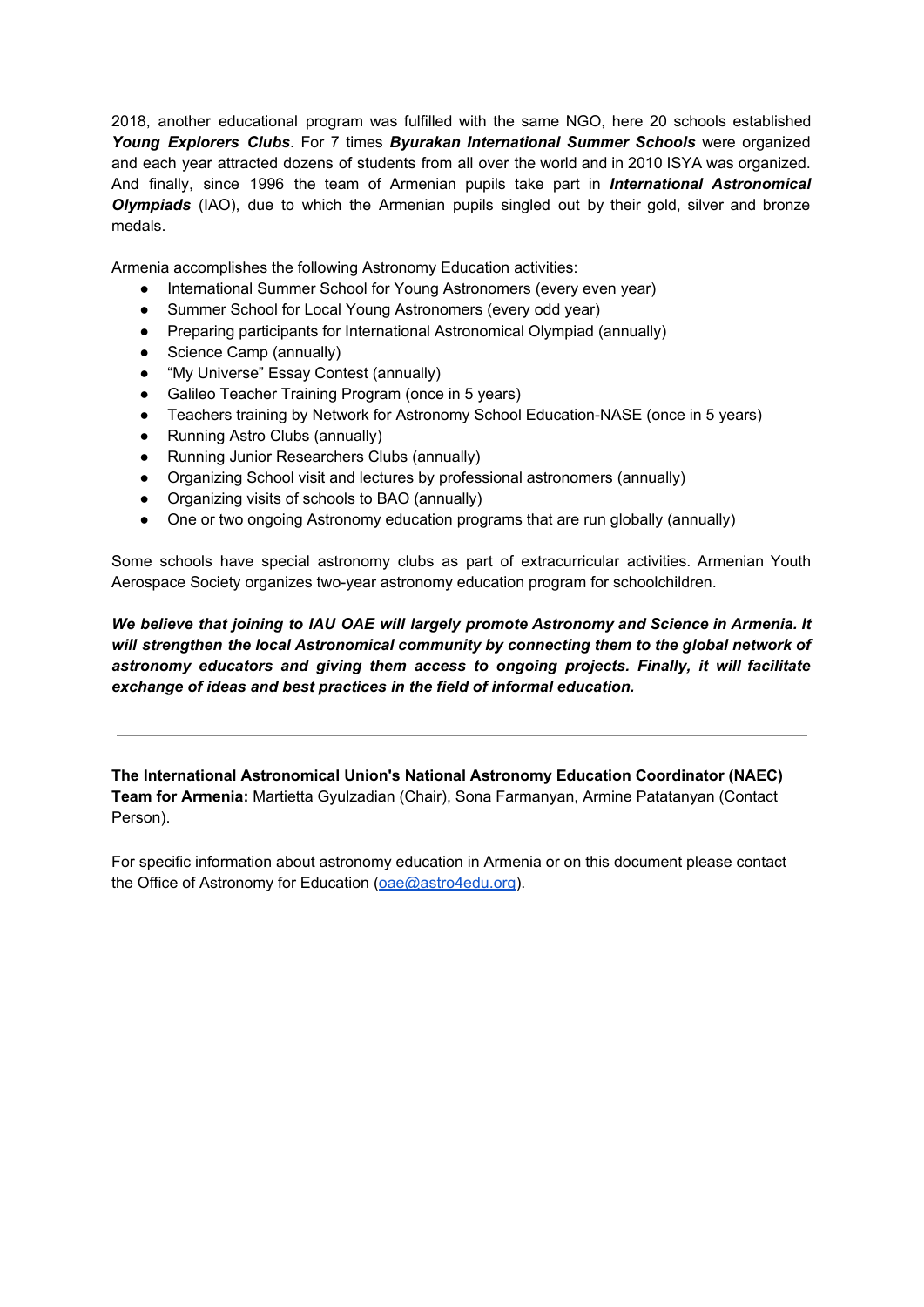2018, another educational program was fulfilled with the same NGO, here 20 schools established ***Young Explorers Clubs***. For 7 times ***Byurakan International Summer Schools*** were organized and each year attracted dozens of students from all over the world and in 2010 ISYA was organized. And finally, since 1996 the team of Armenian pupils take part in ***International Astronomical Olympiads*** (IAO), due to which the Armenian pupils singled out by their gold, silver and bronze medals.

Armenia accomplishes the following Astronomy Education activities:

- International Summer School for Young Astronomers (every even year)
- Summer School for Local Young Astronomers (every odd year)
- Preparing participants for International Astronomical Olympiad (annually)
- Science Camp (annually)
- "My Universe" Essay Contest (annually)
- Galileo Teacher Training Program (once in 5 years)
- Teachers training by Network for Astronomy School Education-NASE (once in 5 years)
- Running Astro Clubs (annually)
- Running Junior Researchers Clubs (annually)
- Organizing School visit and lectures by professional astronomers (annually)
- Organizing visits of schools to BAO (annually)
- One or two ongoing Astronomy education programs that are run globally (annually)

Some schools have special astronomy clubs as part of extracurricular activities. Armenian Youth Aerospace Society organizes two-year astronomy education program for schoolchildren.

***We believe that joining to IAU OAE will largely promote Astronomy and Science in Armenia. It will strengthen the local Astronomical community by connecting them to the global network of astronomy educators and giving them access to ongoing projects. Finally, it will facilitate exchange of ideas and best practices in the field of informal education.***

---

**The International Astronomical Union's National Astronomy Education Coordinator (NAEC) Team for Armenia:** Martietta Gyulzadian (Chair), Sona Farmanyan, Armine Patatanyan (Contact Person).

For specific information about astronomy education in Armenia or on this document please contact the Office of Astronomy for Education (oae@astro4edu.org).